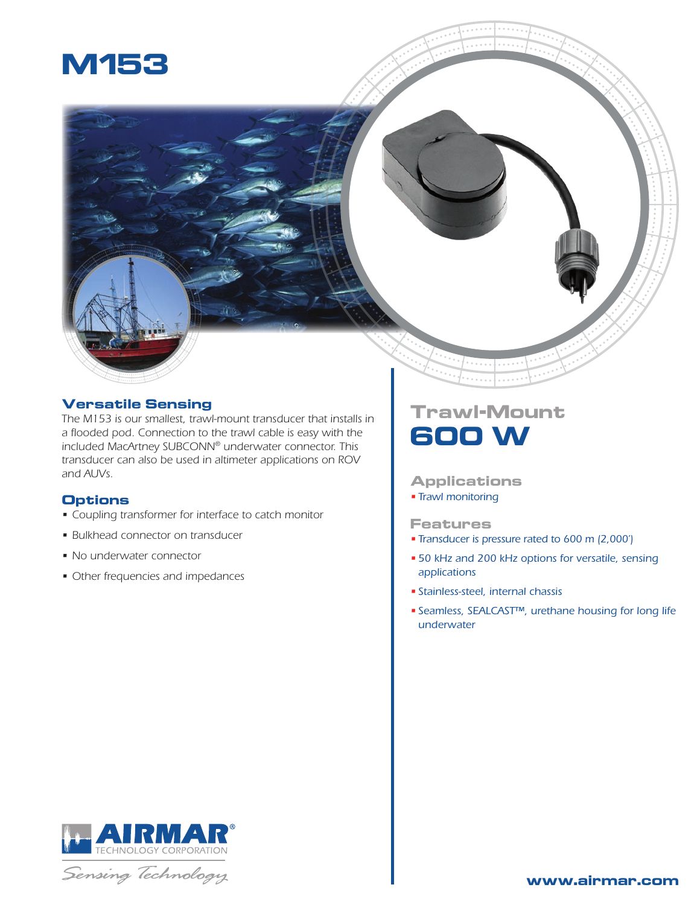# M153

## Versatile Sensing

The M153 is our smallest, trawl-mount transducer that installs in a flooded pod. Connection to the trawl cable is easy with the included MacArtney SUBCONN® underwater connector. This transducer can also be used in altimeter applications on ROV and AUVs.

## Options

- Coupling transformer for interface to catch monitor
- Bulkhead connector on transducer
- No underwater connector
- Other frequencies and impedances

## Trawl-Mount

# 600 W

## Applications

- Trawl monitoring

## Features

- Transducer is pressure rated to 600 m (2,000')
- 50 kHz and 200 kHz options for versatile, sensing applications
- Stainless-steel, internal chassis
- Seamless, SEALCAST™, urethane housing for long life underwater

AIRMAR® TECHNOLOGY CORPORATION

*Sensing Technology*

www.airmar.com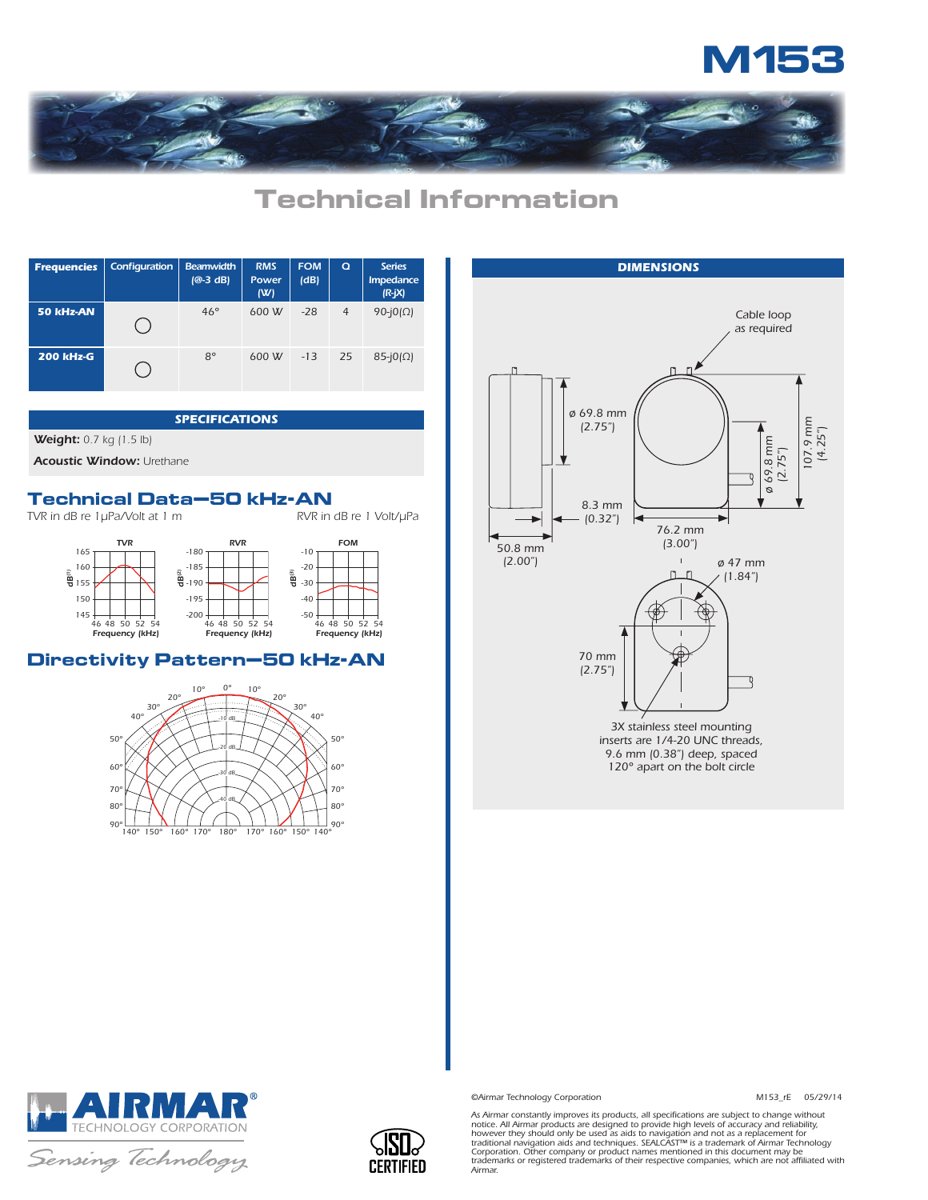# M153

# Technical Information

| Frequencies | Configuration | Beamwidth (@-3 dB) | RMS Power (W) | FOM (dB) | Q | Series Impedance (R-jX) |
|---|---|---|---|---|---|---|
| 50 kHz-AN | ○ | 46° | 600 W | -28 | 4 | 90-j0(Ω) |
| 200 kHz-G | ○ | 8° | 600 W | -13 | 25 | 85-j0(Ω) |

## SPECIFICATIONS

**Weight:** 0.7 kg (1.5 lb)

**Acoustic Window:** Urethane

## Technical Data—50 kHz-AN

TVR in dB re 1µPa/Volt at 1 m

RVR in dB re 1 Volt/µPa

TVR
165
160
155
150
145
46 48 50 52 54
Frequency (kHz)

RVR
-180
-185
-190
-195
-200
46 48 50 52 54
Frequency (kHz)

FOM
-10
-20
-30
-40
-50
46 48 50 52 54
Frequency (kHz)

## Directivity Pattern—50 kHz-AN

0° 10° 20° 30° 40° 50° 60° 70° 80° 90°
-10 dB -20 dB -30 dB -40 dB
140° 150° 160° 170° 180° 170° 160° 150° 140°

## DIMENSIONS

Cable loop as required

ø 69.8 mm (2.75")

ø 69.8 mm (2.75")

107.9 mm (4.25")

8.3 mm (0.32")

76.2 mm (3.00")

50.8 mm (2.00")

ø 47 mm (1.84")

70 mm (2.75")

3X stainless steel mounting inserts are 1/4-20 UNC threads, 9.6 mm (0.38") deep, spaced 120° apart on the bolt circle

AIRMAR® TECHNOLOGY CORPORATION
Sensing Technology

ISO CERTIFIED

©Airmar Technology Corporation

M153_rE 05/29/14

As Airmar constantly improves its products, all specifications are subject to change without notice. All Airmar products are designed to provide high levels of accuracy and reliability, however they should only be used as aids to navigation and not as a replacement for traditional navigation aids and techniques. SEALCAST™ is a trademark of Airmar Technology Corporation. Other company or product names mentioned in this document may be trademarks or registered trademarks of their respective companies, which are not affiliated with Airmar.